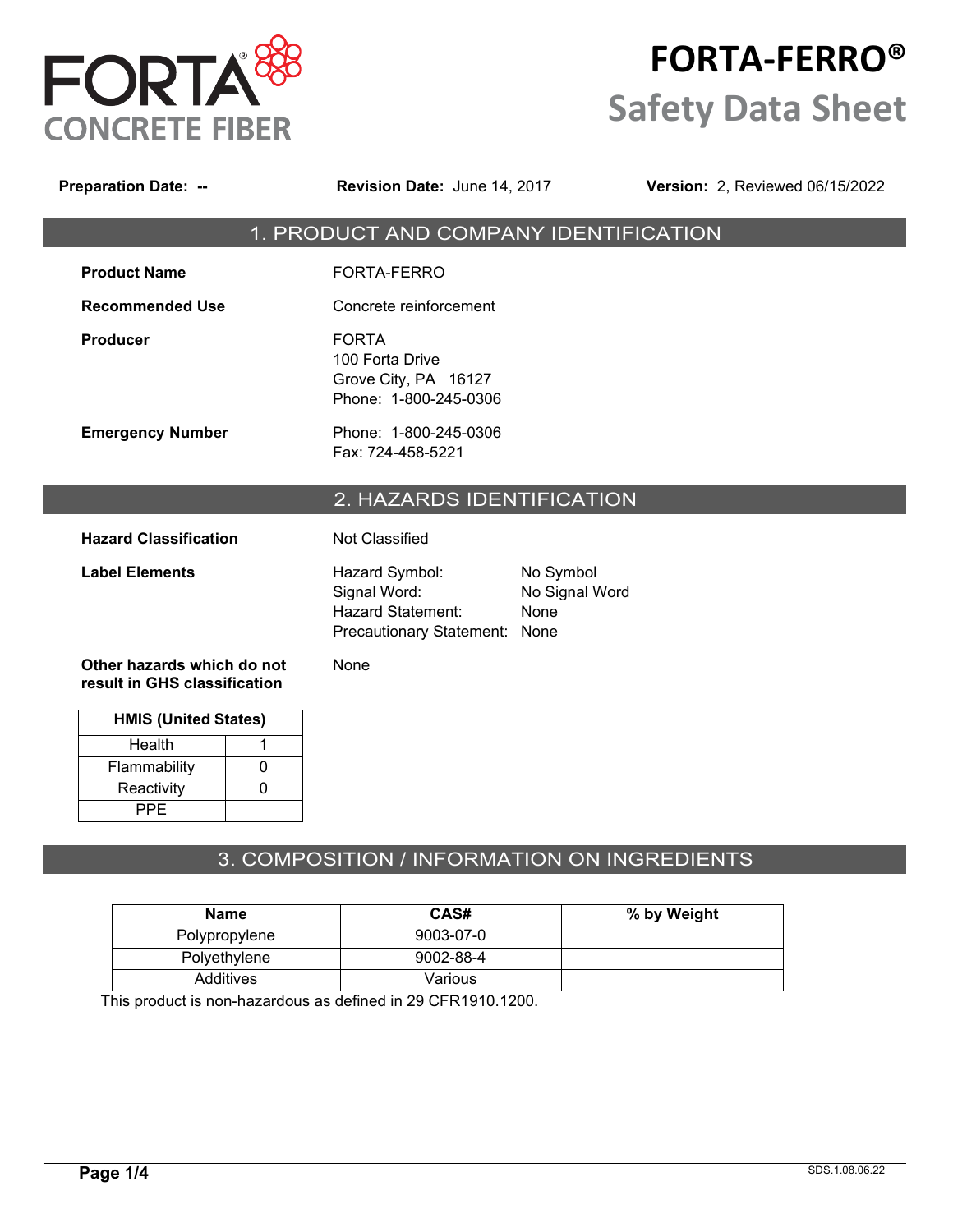FORTA
CONCRETE FIBER

# FORTA-FERRO®
## Safety Data Sheet

**Preparation Date: --** **Revision Date:** June 14, 2017 **Version:** 2, Reviewed 06/15/2022

## 1. PRODUCT AND COMPANY IDENTIFICATION

**Product Name** FORTA-FERRO

**Recommended Use** Concrete reinforcement

**Producer** FORTA
100 Forta Drive
Grove City, PA 16127
Phone: 1-800-245-0306

**Emergency Number** Phone: 1-800-245-0306
Fax: 724-458-5221

## 2. HAZARDS IDENTIFICATION

**Hazard Classification** Not Classified

**Label Elements**

| | |
|---|---|
| Hazard Symbol: | No Symbol |
| Signal Word: | No Signal Word |
| Hazard Statement: | None |
| Precautionary Statement: | None |

**Other hazards which do not result in GHS classification** None

| HMIS (United States) | |
|---|---|
| Health | 1 |
| Flammability | 0 |
| Reactivity | 0 |
| PPE | |

## 3. COMPOSITION / INFORMATION ON INGREDIENTS

| Name | CAS# | % by Weight |
|---|---|---|
| Polypropylene | 9003-07-0 | |
| Polyethylene | 9002-88-4 | |
| Additives | Various | |

This product is non-hazardous as defined in 29 CFR1910.1200.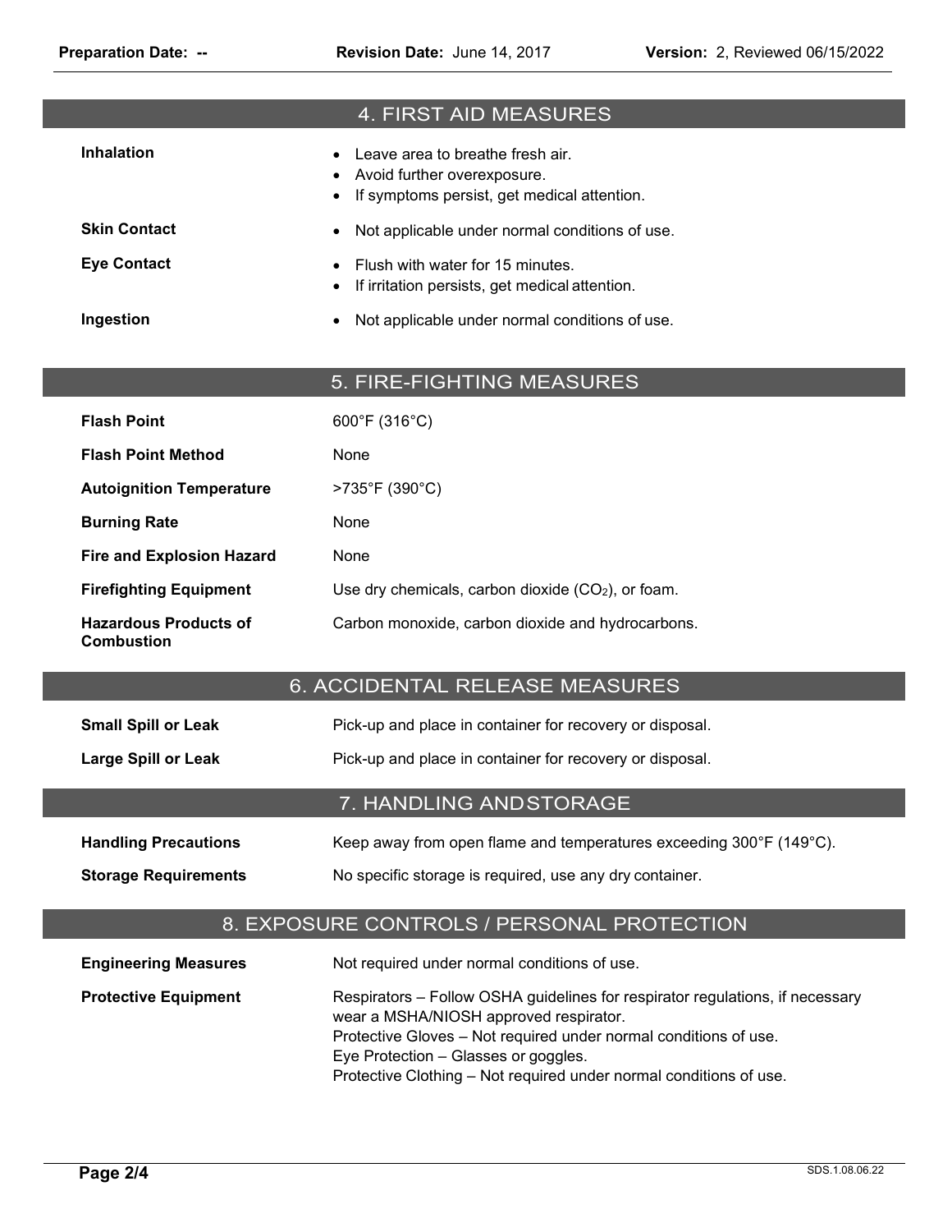## 4. FIRST AID MEASURES

| | |
|---|---|
| **Inhalation** | • Leave area to breathe fresh air.<br>• Avoid further overexposure.<br>• If symptoms persist, get medical attention. |
| **Skin Contact** | • Not applicable under normal conditions of use. |
| **Eye Contact** | • Flush with water for 15 minutes.<br>• If irritation persists, get medical attention. |
| **Ingestion** | • Not applicable under normal conditions of use. |

## 5. FIRE-FIGHTING MEASURES

| | |
|---|---|
| **Flash Point** | 600°F (316°C) |
| **Flash Point Method** | None |
| **Autoignition Temperature** | >735°F (390°C) |
| **Burning Rate** | None |
| **Fire and Explosion Hazard** | None |
| **Firefighting Equipment** | Use dry chemicals, carbon dioxide ($CO_2$), or foam. |
| **Hazardous Products of Combustion** | Carbon monoxide, carbon dioxide and hydrocarbons. |

## 6. ACCIDENTAL RELEASE MEASURES

| | |
|---|---|
| **Small Spill or Leak** | Pick-up and place in container for recovery or disposal. |
| **Large Spill or Leak** | Pick-up and place in container for recovery or disposal. |

## 7. HANDLING AND STORAGE

| | |
|---|---|
| **Handling Precautions** | Keep away from open flame and temperatures exceeding 300°F (149°C). |
| **Storage Requirements** | No specific storage is required, use any dry container. |

## 8. EXPOSURE CONTROLS / PERSONAL PROTECTION

| | |
|---|---|
| **Engineering Measures** | Not required under normal conditions of use. |
| **Protective Equipment** | Respirators – Follow OSHA guidelines for respirator regulations, if necessary wear a MSHA/NIOSH approved respirator.<br>Protective Gloves – Not required under normal conditions of use.<br>Eye Protection – Glasses or goggles.<br>Protective Clothing – Not required under normal conditions of use. |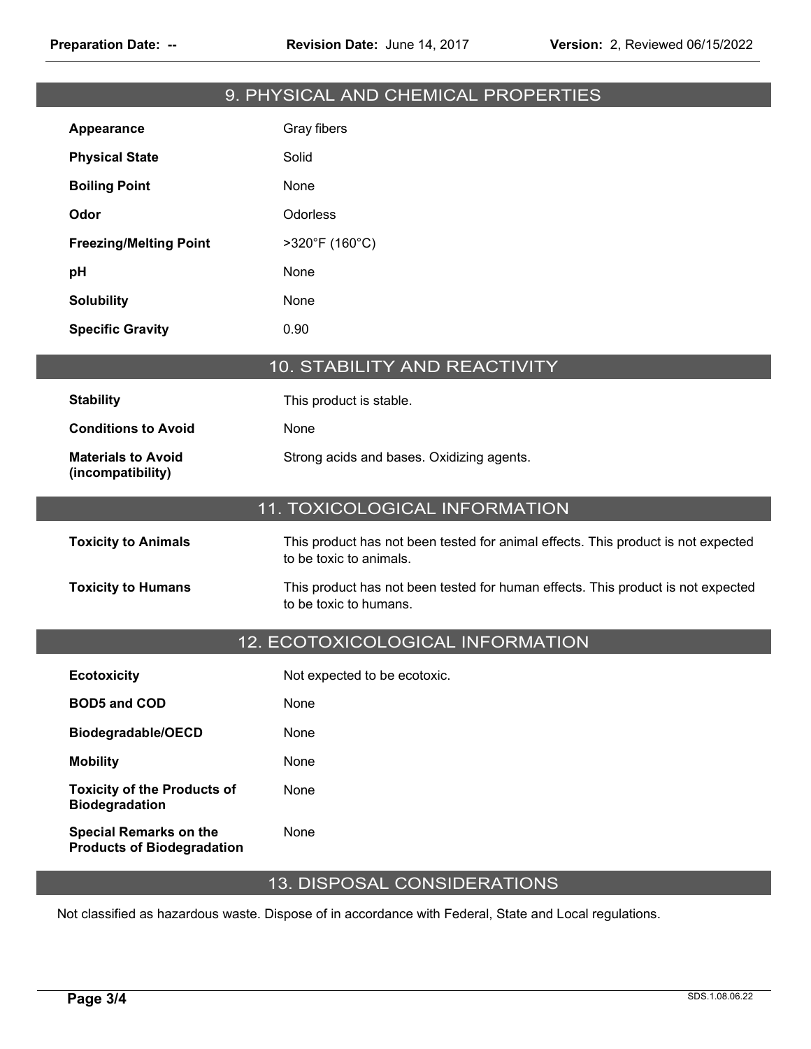## 9. PHYSICAL AND CHEMICAL PROPERTIES

| | |
|---|---|
| **Appearance** | Gray fibers |
| **Physical State** | Solid |
| **Boiling Point** | None |
| **Odor** | Odorless |
| **Freezing/Melting Point** | >320°F (160°C) |
| **pH** | None |
| **Solubility** | None |
| **Specific Gravity** | 0.90 |

## 10. STABILITY AND REACTIVITY

| | |
|---|---|
| **Stability** | This product is stable. |
| **Conditions to Avoid** | None |
| **Materials to Avoid (incompatibility)** | Strong acids and bases. Oxidizing agents. |

## 11. TOXICOLOGICAL INFORMATION

| | |
|---|---|
| **Toxicity to Animals** | This product has not been tested for animal effects. This product is not expected to be toxic to animals. |
| **Toxicity to Humans** | This product has not been tested for human effects. This product is not expected to be toxic to humans. |

## 12. ECOTOXICOLOGICAL INFORMATION

| | |
|---|---|
| **Ecotoxicity** | Not expected to be ecotoxic. |
| **BOD5 and COD** | None |
| **Biodegradable/OECD** | None |
| **Mobility** | None |
| **Toxicity of the Products of Biodegradation** | None |
| **Special Remarks on the Products of Biodegradation** | None |

## 13. DISPOSAL CONSIDERATIONS

Not classified as hazardous waste. Dispose of in accordance with Federal, State and Local regulations.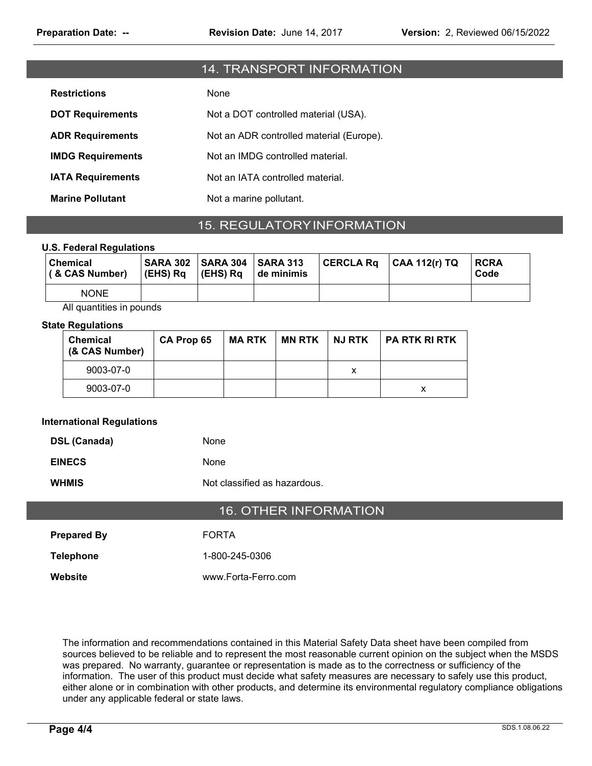## 14. TRANSPORT INFORMATION

**Restrictions** None

**DOT Requirements** Not a DOT controlled material (USA).

**ADR Requirements** Not an ADR controlled material (Europe).

**IMDG Requirements** Not an IMDG controlled material.

**IATA Requirements** Not an IATA controlled material.

**Marine Pollutant** Not a marine pollutant.

## 15. REGULATORY INFORMATION

**U.S. Federal Regulations**

| Chemical ( & CAS Number) | SARA 302 (EHS) Rq | SARA 304 (EHS) Rq | SARA 313 de minimis | CERCLA Rq | CAA 112(r) TQ | RCRA Code |
|---|---|---|---|---|---|---|
| NONE | | | | | | |

All quantities in pounds

**State Regulations**

| Chemical (& CAS Number) | CA Prop 65 | MA RTK | MN RTK | NJ RTK | PA RTK RI RTK |
|---|---|---|---|---|---|
| 9003-07-0 | | | | x | |
| 9003-07-0 | | | | | x |

**International Regulations**

**DSL (Canada)** None

**EINECS** None

**WHMIS** Not classified as hazardous.

## 16. OTHER INFORMATION

**Prepared By** FORTA

**Telephone** 1-800-245-0306

**Website** www.Forta-Ferro.com

The information and recommendations contained in this Material Safety Data sheet have been compiled from sources believed to be reliable and to represent the most reasonable current opinion on the subject when the MSDS was prepared. No warranty, guarantee or representation is made as to the correctness or sufficiency of the information. The user of this product must decide what safety measures are necessary to safely use this product, either alone or in combination with other products, and determine its environmental regulatory compliance obligations under any applicable federal or state laws.